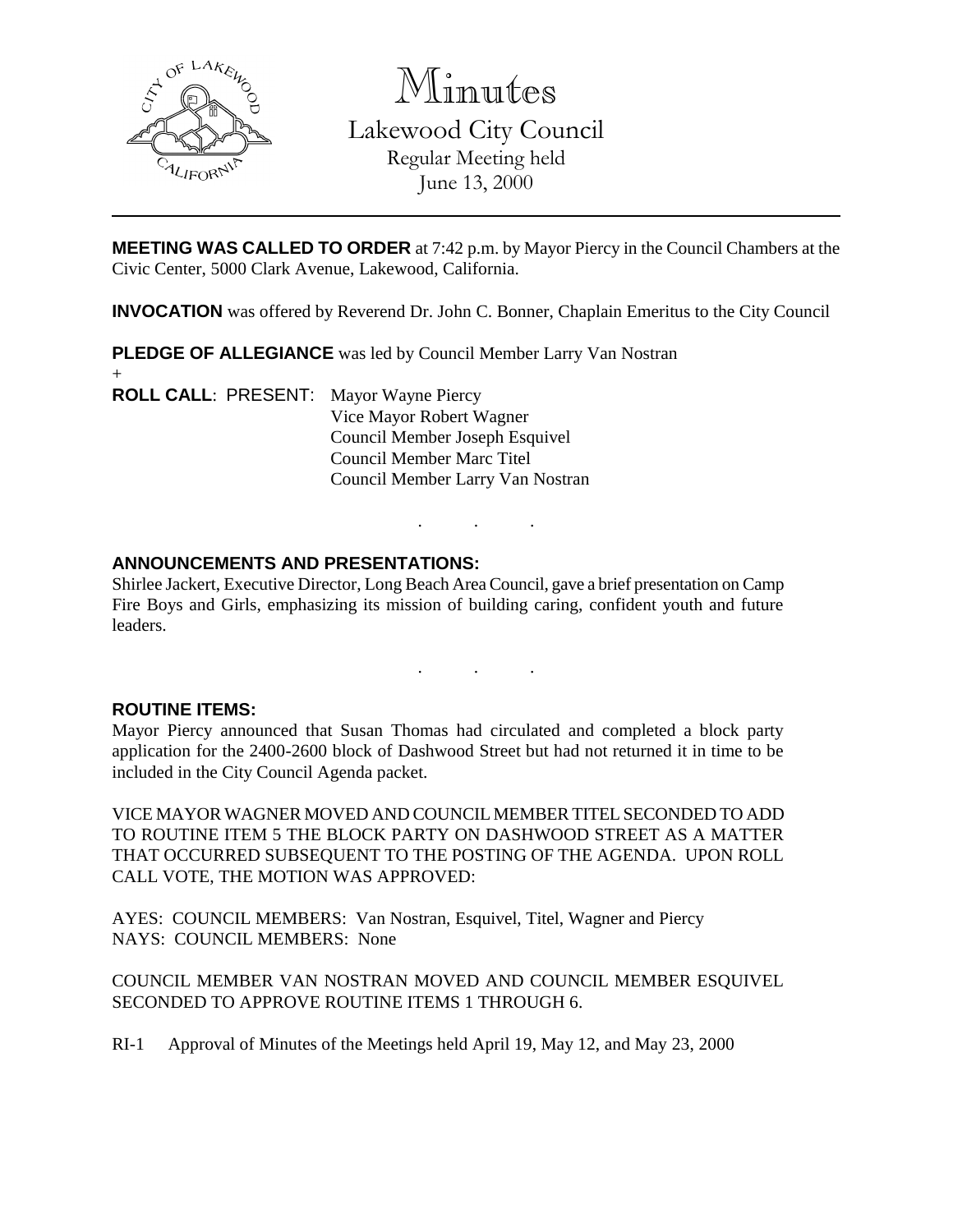# Minutes

## Lakewood City Council

Regular Meeting held
June 13, 2000

**MEETING WAS CALLED TO ORDER** at 7:42 p.m. by Mayor Piercy in the Council Chambers at the Civic Center, 5000 Clark Avenue, Lakewood, California.

**INVOCATION** was offered by Reverend Dr. John C. Bonner, Chaplain Emeritus to the City Council

**PLEDGE OF ALLEGIANCE** was led by Council Member Larry Van Nostran
+
**ROLL CALL**: PRESENT: Mayor Wayne Piercy
Vice Mayor Robert Wagner
Council Member Joseph Esquivel
Council Member Marc Titel
Council Member Larry Van Nostran

. . .

### ANNOUNCEMENTS AND PRESENTATIONS:

Shirlee Jackert, Executive Director, Long Beach Area Council, gave a brief presentation on Camp Fire Boys and Girls, emphasizing its mission of building caring, confident youth and future leaders.

. . .

### ROUTINE ITEMS:

Mayor Piercy announced that Susan Thomas had circulated and completed a block party application for the 2400-2600 block of Dashwood Street but had not returned it in time to be included in the City Council Agenda packet.

VICE MAYOR WAGNER MOVED AND COUNCIL MEMBER TITEL SECONDED TO ADD TO ROUTINE ITEM 5 THE BLOCK PARTY ON DASHWOOD STREET AS A MATTER THAT OCCURRED SUBSEQUENT TO THE POSTING OF THE AGENDA. UPON ROLL CALL VOTE, THE MOTION WAS APPROVED:

AYES: COUNCIL MEMBERS: Van Nostran, Esquivel, Titel, Wagner and Piercy
NAYS: COUNCIL MEMBERS: None

COUNCIL MEMBER VAN NOSTRAN MOVED AND COUNCIL MEMBER ESQUIVEL SECONDED TO APPROVE ROUTINE ITEMS 1 THROUGH 6.

RI-1 Approval of Minutes of the Meetings held April 19, May 12, and May 23, 2000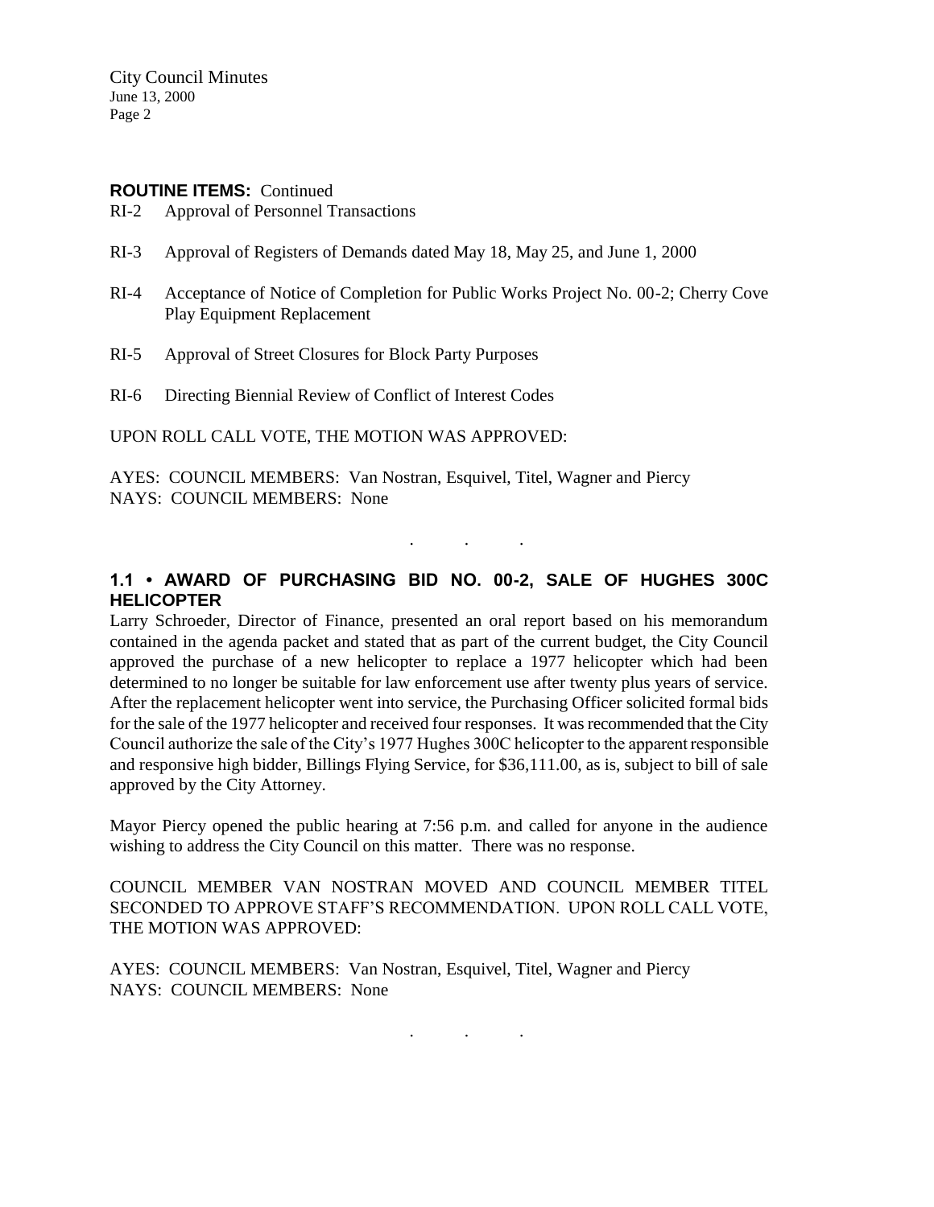**ROUTINE ITEMS:** Continued

RI-2 Approval of Personnel Transactions

RI-3 Approval of Registers of Demands dated May 18, May 25, and June 1, 2000

RI-4 Acceptance of Notice of Completion for Public Works Project No. 00-2; Cherry Cove Play Equipment Replacement

RI-5 Approval of Street Closures for Block Party Purposes

RI-6 Directing Biennial Review of Conflict of Interest Codes

UPON ROLL CALL VOTE, THE MOTION WAS APPROVED:

AYES: COUNCIL MEMBERS: Van Nostran, Esquivel, Titel, Wagner and Piercy
NAYS: COUNCIL MEMBERS: None

. . .

## 1.1 • AWARD OF PURCHASING BID NO. 00-2, SALE OF HUGHES 300C HELICOPTER

Larry Schroeder, Director of Finance, presented an oral report based on his memorandum contained in the agenda packet and stated that as part of the current budget, the City Council approved the purchase of a new helicopter to replace a 1977 helicopter which had been determined to no longer be suitable for law enforcement use after twenty plus years of service. After the replacement helicopter went into service, the Purchasing Officer solicited formal bids for the sale of the 1977 helicopter and received four responses. It was recommended that the City Council authorize the sale of the City's 1977 Hughes 300C helicopter to the apparent responsible and responsive high bidder, Billings Flying Service, for $36,111.00, as is, subject to bill of sale approved by the City Attorney.

Mayor Piercy opened the public hearing at 7:56 p.m. and called for anyone in the audience wishing to address the City Council on this matter. There was no response.

COUNCIL MEMBER VAN NOSTRAN MOVED AND COUNCIL MEMBER TITEL SECONDED TO APPROVE STAFF'S RECOMMENDATION. UPON ROLL CALL VOTE, THE MOTION WAS APPROVED:

AYES: COUNCIL MEMBERS: Van Nostran, Esquivel, Titel, Wagner and Piercy
NAYS: COUNCIL MEMBERS: None

. . .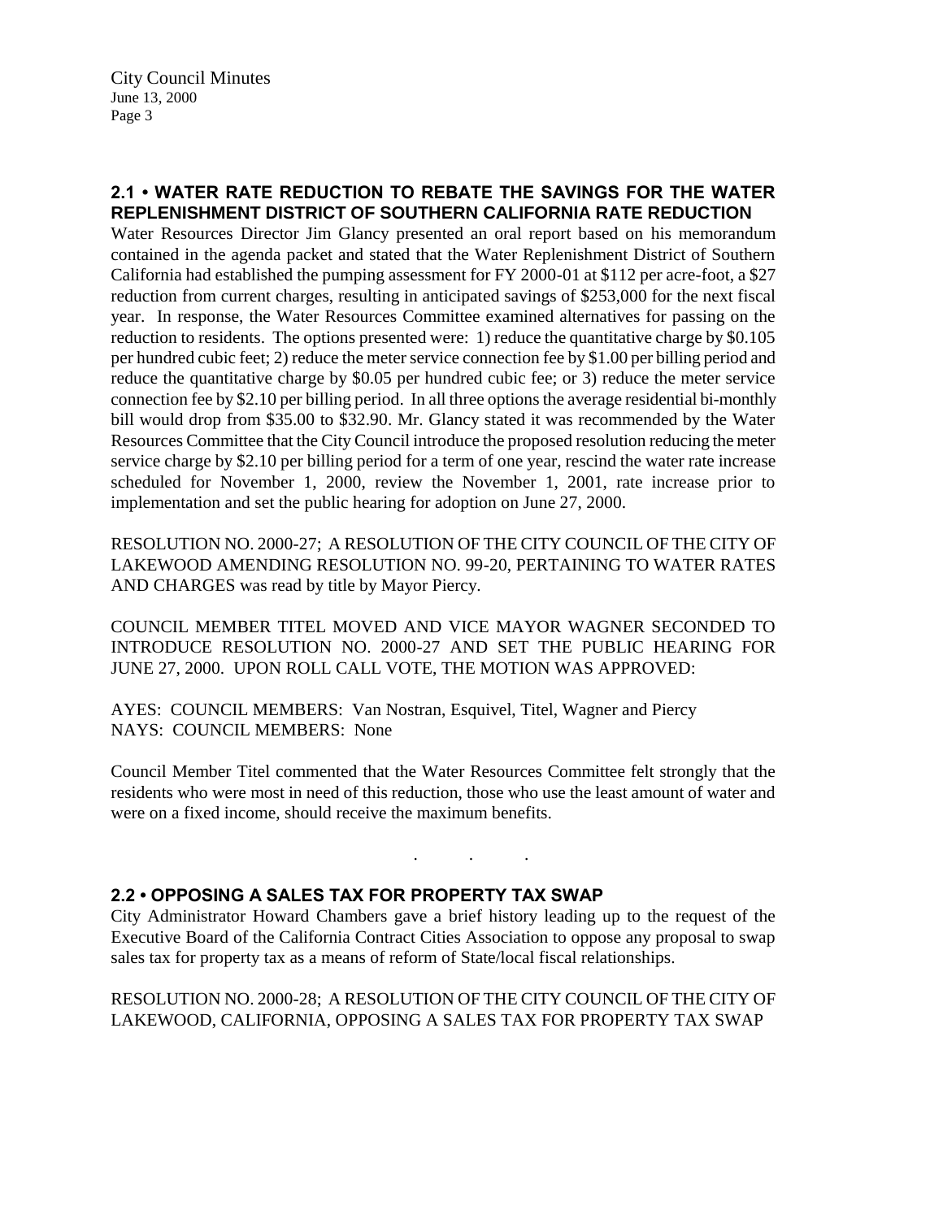## 2.1 • WATER RATE REDUCTION TO REBATE THE SAVINGS FOR THE WATER REPLENISHMENT DISTRICT OF SOUTHERN CALIFORNIA RATE REDUCTION

Water Resources Director Jim Glancy presented an oral report based on his memorandum contained in the agenda packet and stated that the Water Replenishment District of Southern California had established the pumping assessment for FY 2000-01 at $112 per acre-foot, a $27 reduction from current charges, resulting in anticipated savings of $253,000 for the next fiscal year. In response, the Water Resources Committee examined alternatives for passing on the reduction to residents. The options presented were: 1) reduce the quantitative charge by $0.105 per hundred cubic feet; 2) reduce the meter service connection fee by $1.00 per billing period and reduce the quantitative charge by $0.05 per hundred cubic fee; or 3) reduce the meter service connection fee by $2.10 per billing period. In all three options the average residential bi-monthly bill would drop from $35.00 to $32.90. Mr. Glancy stated it was recommended by the Water Resources Committee that the City Council introduce the proposed resolution reducing the meter service charge by $2.10 per billing period for a term of one year, rescind the water rate increase scheduled for November 1, 2000, review the November 1, 2001, rate increase prior to implementation and set the public hearing for adoption on June 27, 2000.

RESOLUTION NO. 2000-27; A RESOLUTION OF THE CITY COUNCIL OF THE CITY OF LAKEWOOD AMENDING RESOLUTION NO. 99-20, PERTAINING TO WATER RATES AND CHARGES was read by title by Mayor Piercy.

COUNCIL MEMBER TITEL MOVED AND VICE MAYOR WAGNER SECONDED TO INTRODUCE RESOLUTION NO. 2000-27 AND SET THE PUBLIC HEARING FOR JUNE 27, 2000. UPON ROLL CALL VOTE, THE MOTION WAS APPROVED:

AYES: COUNCIL MEMBERS: Van Nostran, Esquivel, Titel, Wagner and Piercy
NAYS: COUNCIL MEMBERS: None

Council Member Titel commented that the Water Resources Committee felt strongly that the residents who were most in need of this reduction, those who use the least amount of water and were on a fixed income, should receive the maximum benefits.

. . .

## 2.2 • OPPOSING A SALES TAX FOR PROPERTY TAX SWAP

City Administrator Howard Chambers gave a brief history leading up to the request of the Executive Board of the California Contract Cities Association to oppose any proposal to swap sales tax for property tax as a means of reform of State/local fiscal relationships.

RESOLUTION NO. 2000-28; A RESOLUTION OF THE CITY COUNCIL OF THE CITY OF LAKEWOOD, CALIFORNIA, OPPOSING A SALES TAX FOR PROPERTY TAX SWAP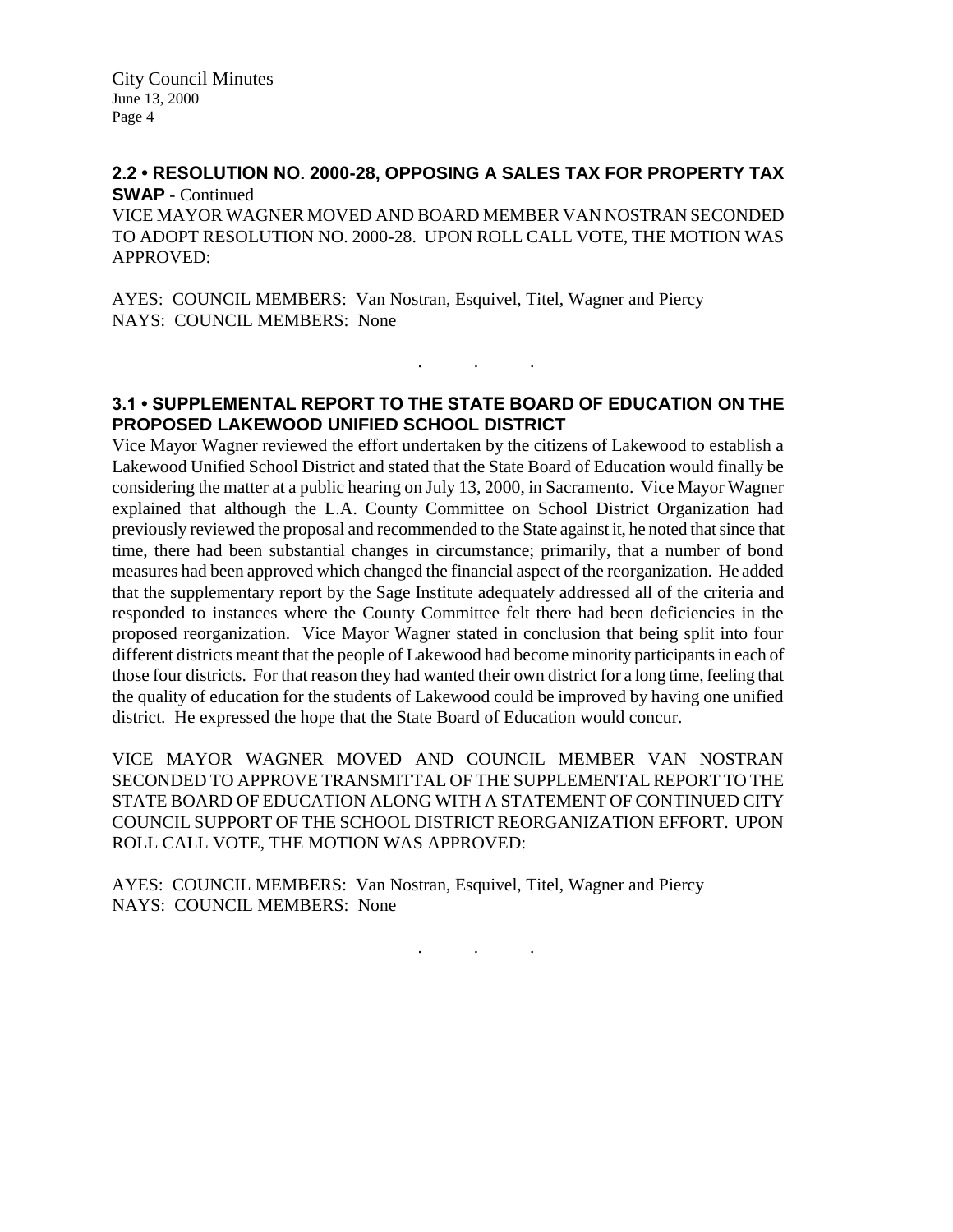**2.2 • RESOLUTION NO. 2000-28, OPPOSING A SALES TAX FOR PROPERTY TAX SWAP** - Continued

VICE MAYOR WAGNER MOVED AND BOARD MEMBER VAN NOSTRAN SECONDED TO ADOPT RESOLUTION NO. 2000-28. UPON ROLL CALL VOTE, THE MOTION WAS APPROVED:

AYES: COUNCIL MEMBERS: Van Nostran, Esquivel, Titel, Wagner and Piercy
NAYS: COUNCIL MEMBERS: None

. . .

**3.1 • SUPPLEMENTAL REPORT TO THE STATE BOARD OF EDUCATION ON THE PROPOSED LAKEWOOD UNIFIED SCHOOL DISTRICT**

Vice Mayor Wagner reviewed the effort undertaken by the citizens of Lakewood to establish a Lakewood Unified School District and stated that the State Board of Education would finally be considering the matter at a public hearing on July 13, 2000, in Sacramento. Vice Mayor Wagner explained that although the L.A. County Committee on School District Organization had previously reviewed the proposal and recommended to the State against it, he noted that since that time, there had been substantial changes in circumstance; primarily, that a number of bond measures had been approved which changed the financial aspect of the reorganization. He added that the supplementary report by the Sage Institute adequately addressed all of the criteria and responded to instances where the County Committee felt there had been deficiencies in the proposed reorganization. Vice Mayor Wagner stated in conclusion that being split into four different districts meant that the people of Lakewood had become minority participants in each of those four districts. For that reason they had wanted their own district for a long time, feeling that the quality of education for the students of Lakewood could be improved by having one unified district. He expressed the hope that the State Board of Education would concur.

VICE MAYOR WAGNER MOVED AND COUNCIL MEMBER VAN NOSTRAN SECONDED TO APPROVE TRANSMITTAL OF THE SUPPLEMENTAL REPORT TO THE STATE BOARD OF EDUCATION ALONG WITH A STATEMENT OF CONTINUED CITY COUNCIL SUPPORT OF THE SCHOOL DISTRICT REORGANIZATION EFFORT. UPON ROLL CALL VOTE, THE MOTION WAS APPROVED:

AYES: COUNCIL MEMBERS: Van Nostran, Esquivel, Titel, Wagner and Piercy
NAYS: COUNCIL MEMBERS: None

. . .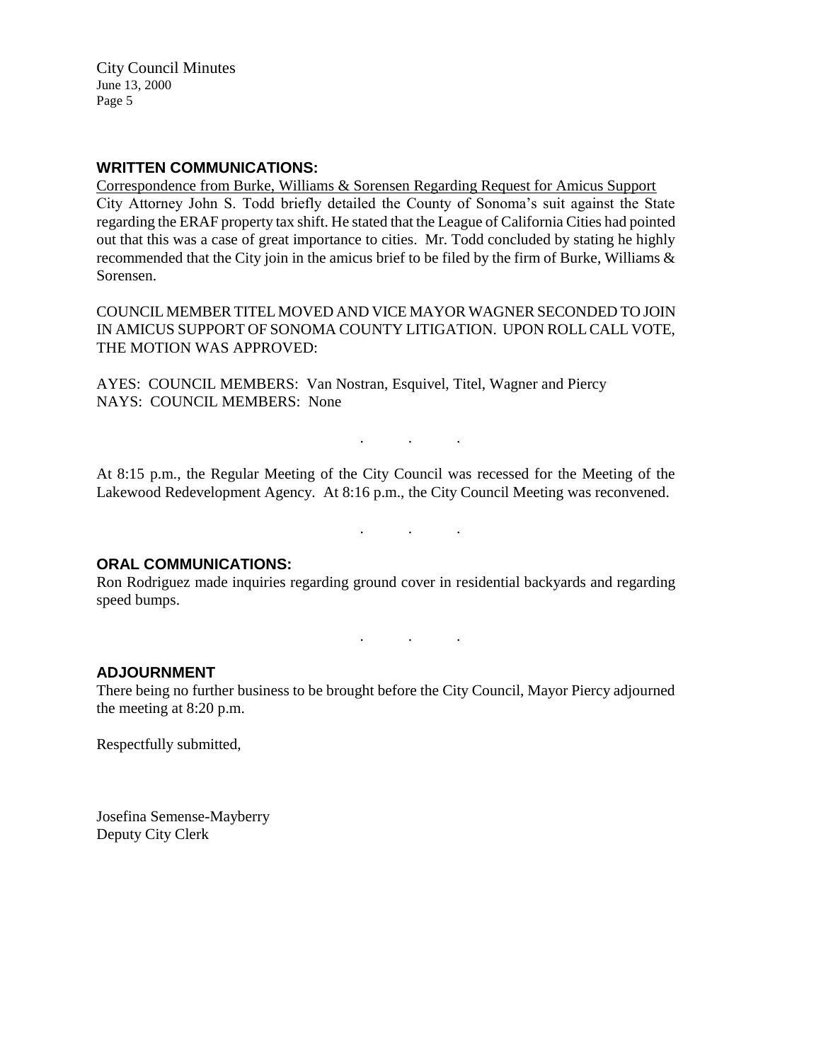## WRITTEN COMMUNICATIONS:

Correspondence from Burke, Williams & Sorensen Regarding Request for Amicus Support

City Attorney John S. Todd briefly detailed the County of Sonoma's suit against the State regarding the ERAF property tax shift. He stated that the League of California Cities had pointed out that this was a case of great importance to cities. Mr. Todd concluded by stating he highly recommended that the City join in the amicus brief to be filed by the firm of Burke, Williams & Sorensen.

COUNCIL MEMBER TITEL MOVED AND VICE MAYOR WAGNER SECONDED TO JOIN IN AMICUS SUPPORT OF SONOMA COUNTY LITIGATION. UPON ROLL CALL VOTE, THE MOTION WAS APPROVED:

AYES: COUNCIL MEMBERS: Van Nostran, Esquivel, Titel, Wagner and Piercy
NAYS: COUNCIL MEMBERS: None

. . .

At 8:15 p.m., the Regular Meeting of the City Council was recessed for the Meeting of the Lakewood Redevelopment Agency. At 8:16 p.m., the City Council Meeting was reconvened.

. . .

## ORAL COMMUNICATIONS:

Ron Rodriguez made inquiries regarding ground cover in residential backyards and regarding speed bumps.

. . .

## ADJOURNMENT

There being no further business to be brought before the City Council, Mayor Piercy adjourned the meeting at 8:20 p.m.

Respectfully submitted,

Josefina Semense-Mayberry
Deputy City Clerk